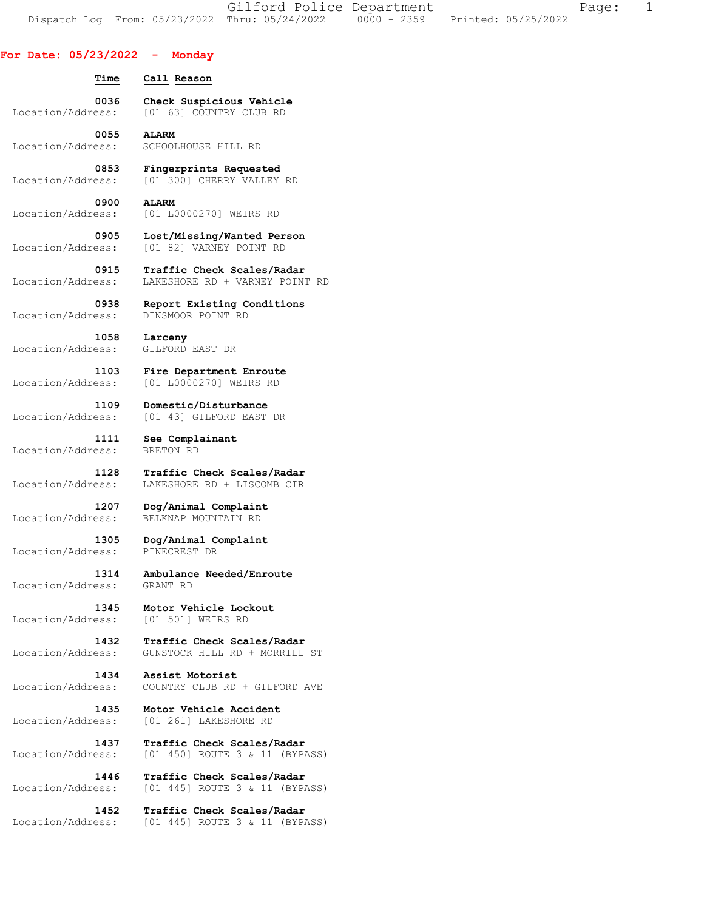Gilford Police Department

Dispatch Log From: 05/23/2022 Thru: 05/24/2022 0000 - 2359 Printed: 05/25/2022

## For Date: 05/23/2022 - Monday

| Time | Call Reason | Location/Address |
|---|---|---|
| 0036 | **Check Suspicious Vehicle** | [01 63] COUNTRY CLUB RD |
| 0055 | **ALARM** | SCHOOLHOUSE HILL RD |
| 0853 | **Fingerprints Requested** | [01 300] CHERRY VALLEY RD |
| 0900 | **ALARM** | [01 L0000270] WEIRS RD |
| 0905 | **Lost/Missing/Wanted Person** | [01 82] VARNEY POINT RD |
| 0915 | **Traffic Check Scales/Radar** | LAKESHORE RD + VARNEY POINT RD |
| 0938 | **Report Existing Conditions** | DINSMOOR POINT RD |
| 1058 | **Larceny** | GILFORD EAST DR |
| 1103 | **Fire Department Enroute** | [01 L0000270] WEIRS RD |
| 1109 | **Domestic/Disturbance** | [01 43] GILFORD EAST DR |
| 1111 | **See Complainant** | BRETON RD |
| 1128 | **Traffic Check Scales/Radar** | LAKESHORE RD + LISCOMB CIR |
| 1207 | **Dog/Animal Complaint** | BELKNAP MOUNTAIN RD |
| 1305 | **Dog/Animal Complaint** | PINECREST DR |
| 1314 | **Ambulance Needed/Enroute** | GRANT RD |
| 1345 | **Motor Vehicle Lockout** | [01 501] WEIRS RD |
| 1432 | **Traffic Check Scales/Radar** | GUNSTOCK HILL RD + MORRILL ST |
| 1434 | **Assist Motorist** | COUNTRY CLUB RD + GILFORD AVE |
| 1435 | **Motor Vehicle Accident** | [01 261] LAKESHORE RD |
| 1437 | **Traffic Check Scales/Radar** | [01 450] ROUTE 3 & 11 (BYPASS) |
| 1446 | **Traffic Check Scales/Radar** | [01 445] ROUTE 3 & 11 (BYPASS) |
| 1452 | **Traffic Check Scales/Radar** | [01 445] ROUTE 3 & 11 (BYPASS) |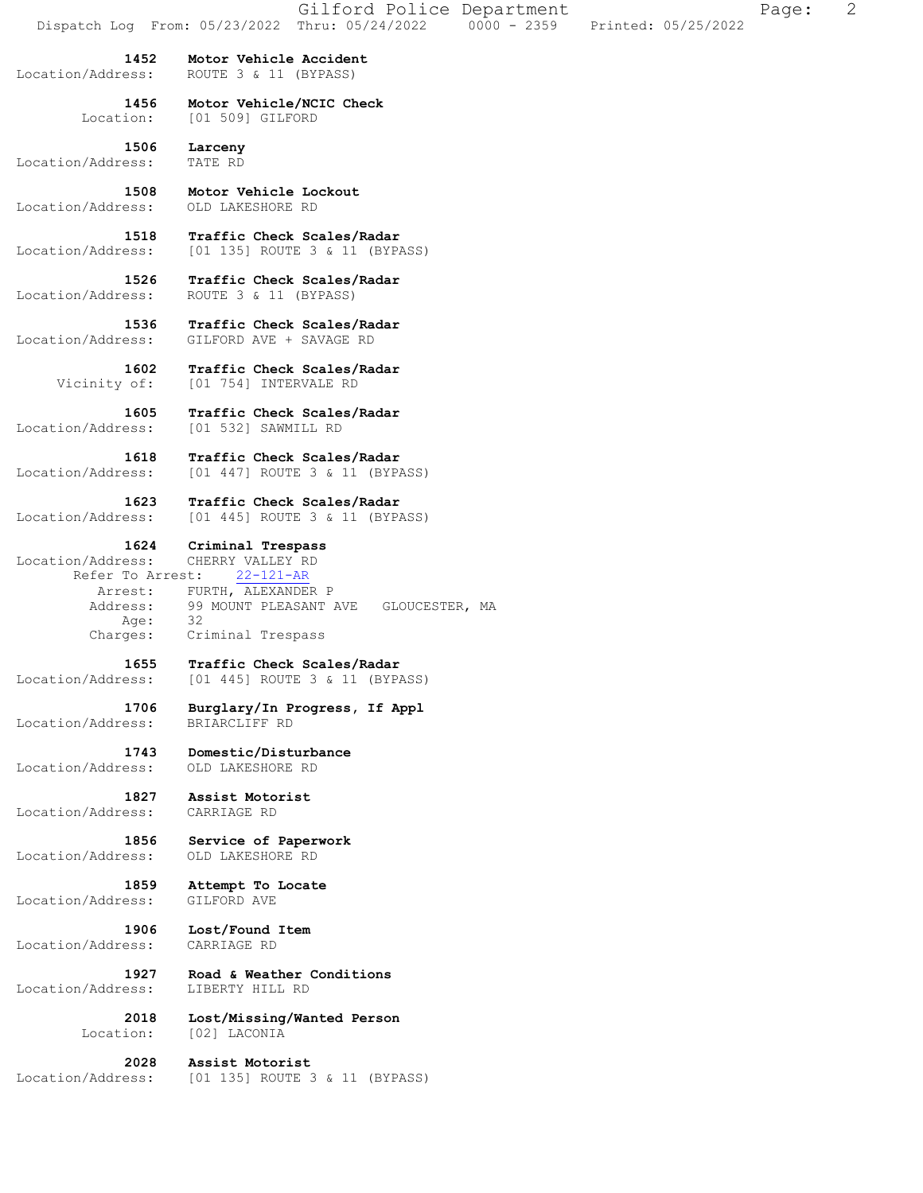**1452 Motor Vehicle Accident**
Location/Address: ROUTE 3 & 11 (BYPASS)

**1456 Motor Vehicle/NCIC Check**
Location: [01 509] GILFORD

**1506 Larceny**
Location/Address: TATE RD

**1508 Motor Vehicle Lockout**
Location/Address: OLD LAKESHORE RD

**1518 Traffic Check Scales/Radar**
Location/Address: [01 135] ROUTE 3 & 11 (BYPASS)

**1526 Traffic Check Scales/Radar**
Location/Address: ROUTE 3 & 11 (BYPASS)

**1536 Traffic Check Scales/Radar**
Location/Address: GILFORD AVE + SAVAGE RD

**1602 Traffic Check Scales/Radar**
Vicinity of: [01 754] INTERVALE RD

**1605 Traffic Check Scales/Radar**
Location/Address: [01 532] SAWMILL RD

**1618 Traffic Check Scales/Radar**
Location/Address: [01 447] ROUTE 3 & 11 (BYPASS)

**1623 Traffic Check Scales/Radar**
Location/Address: [01 445] ROUTE 3 & 11 (BYPASS)

**1624 Criminal Trespass**
Location/Address: CHERRY VALLEY RD
Refer To Arrest: 22-121-AR
Arrest: FURTH, ALEXANDER P
Address: 99 MOUNT PLEASANT AVE GLOUCESTER, MA
Age: 32
Charges: Criminal Trespass

**1655 Traffic Check Scales/Radar**
Location/Address: [01 445] ROUTE 3 & 11 (BYPASS)

**1706 Burglary/In Progress, If Appl**
Location/Address: BRIARCLIFF RD

**1743 Domestic/Disturbance**
Location/Address: OLD LAKESHORE RD

**1827 Assist Motorist**
Location/Address: CARRIAGE RD

**1856 Service of Paperwork**
Location/Address: OLD LAKESHORE RD

**1859 Attempt To Locate**
Location/Address: GILFORD AVE

**1906 Lost/Found Item**
Location/Address: CARRIAGE RD

**1927 Road & Weather Conditions**
Location/Address: LIBERTY HILL RD

**2018 Lost/Missing/Wanted Person**
Location: [02] LACONIA

**2028 Assist Motorist**
Location/Address: [01 135] ROUTE 3 & 11 (BYPASS)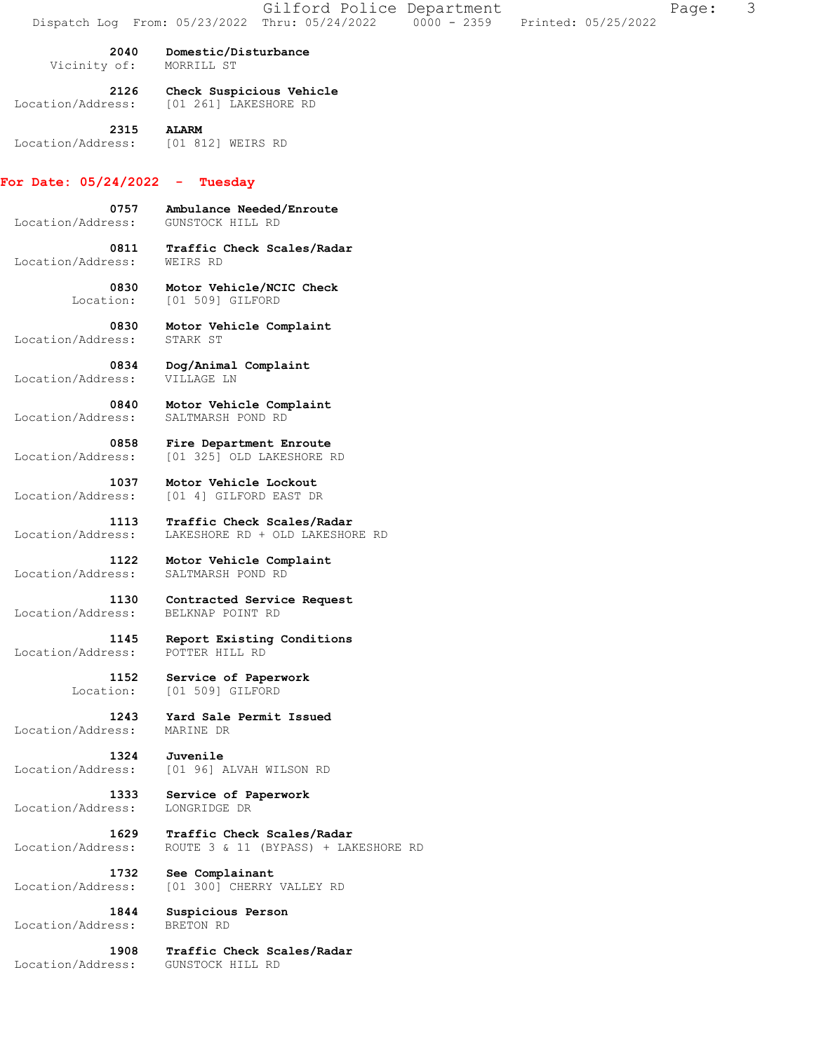**2040** **Domestic/Disturbance**
Vicinity of: MORRILL ST

**2126** **Check Suspicious Vehicle**
Location/Address: [01 261] LAKESHORE RD

**2315** **ALARM**
Location/Address: [01 812] WEIRS RD

## For Date: 05/24/2022 - Tuesday

**0757** **Ambulance Needed/Enroute**
Location/Address: GUNSTOCK HILL RD

**0811** **Traffic Check Scales/Radar**
Location/Address: WEIRS RD

**0830** **Motor Vehicle/NCIC Check**
Location: [01 509] GILFORD

**0830** **Motor Vehicle Complaint**
Location/Address: STARK ST

**0834** **Dog/Animal Complaint**
Location/Address: VILLAGE LN

**0840** **Motor Vehicle Complaint**
Location/Address: SALTMARSH POND RD

**0858** **Fire Department Enroute**
Location/Address: [01 325] OLD LAKESHORE RD

**1037** **Motor Vehicle Lockout**
Location/Address: [01 4] GILFORD EAST DR

**1113** **Traffic Check Scales/Radar**
Location/Address: LAKESHORE RD + OLD LAKESHORE RD

**1122** **Motor Vehicle Complaint**
Location/Address: SALTMARSH POND RD

**1130** **Contracted Service Request**
Location/Address: BELKNAP POINT RD

**1145** **Report Existing Conditions**
Location/Address: POTTER HILL RD

**1152** **Service of Paperwork**
Location: [01 509] GILFORD

**1243** **Yard Sale Permit Issued**
Location/Address: MARINE DR

**1324** **Juvenile**
Location/Address: [01 96] ALVAH WILSON RD

**1333** **Service of Paperwork**
Location/Address: LONGRIDGE DR

**1629** **Traffic Check Scales/Radar**
Location/Address: ROUTE 3 & 11 (BYPASS) + LAKESHORE RD

**1732** **See Complainant**
Location/Address: [01 300] CHERRY VALLEY RD

**1844** **Suspicious Person**
Location/Address: BRETON RD

**1908** **Traffic Check Scales/Radar**
Location/Address: GUNSTOCK HILL RD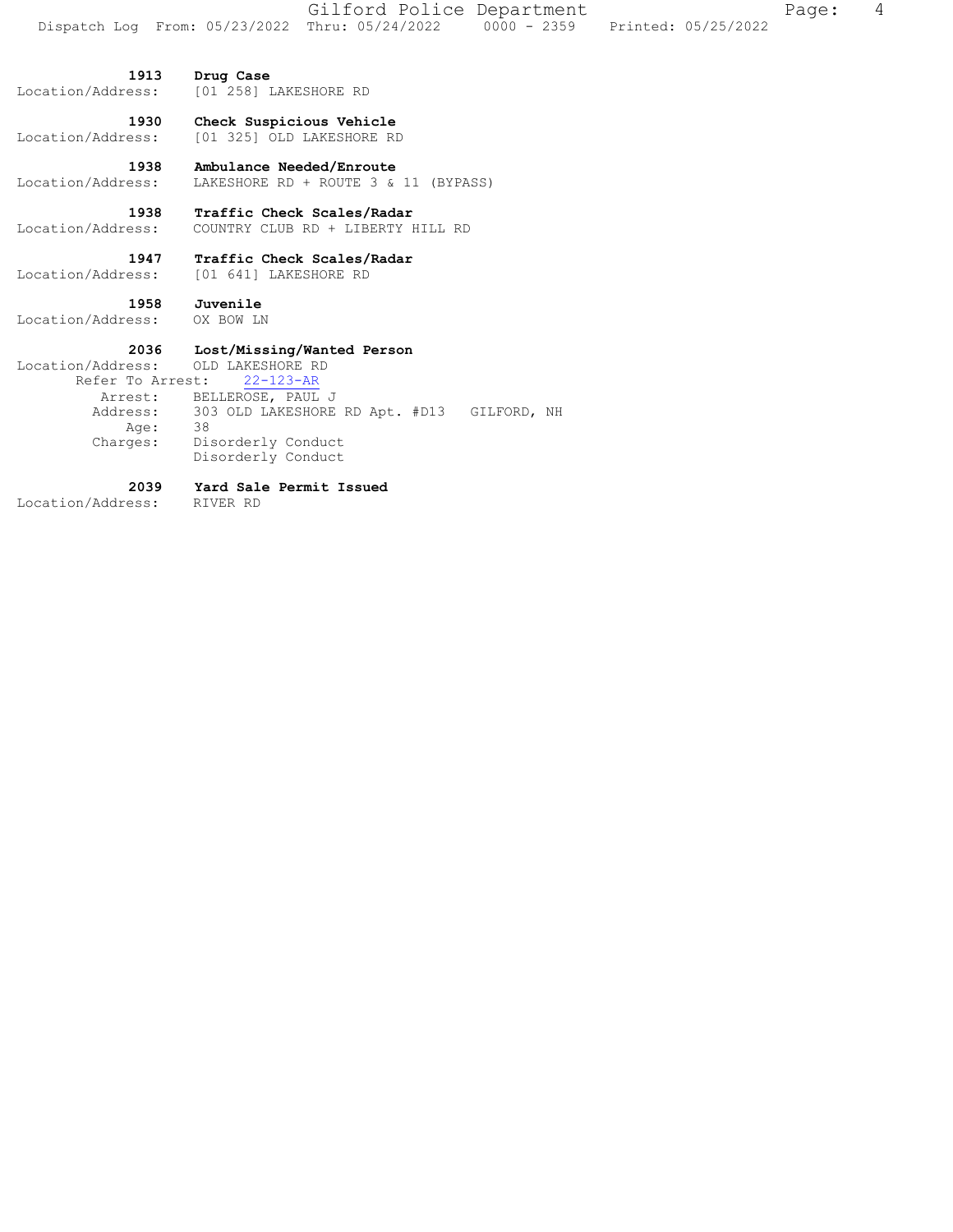**1913 Drug Case**
Location/Address: [01 258] LAKESHORE RD

**1930 Check Suspicious Vehicle**
Location/Address: [01 325] OLD LAKESHORE RD

**1938 Ambulance Needed/Enroute**
Location/Address: LAKESHORE RD + ROUTE 3 & 11 (BYPASS)

**1938 Traffic Check Scales/Radar**
Location/Address: COUNTRY CLUB RD + LIBERTY HILL RD

**1947 Traffic Check Scales/Radar**
Location/Address: [01 641] LAKESHORE RD

**1958 Juvenile**
Location/Address: OX BOW LN

**2036 Lost/Missing/Wanted Person**
Location/Address: OLD LAKESHORE RD
Refer To Arrest: 22-123-AR
Arrest: BELLEROSE, PAUL J
Address: 303 OLD LAKESHORE RD Apt. #D13 GILFORD, NH
Age: 38
Charges: Disorderly Conduct
Disorderly Conduct

**2039 Yard Sale Permit Issued**
Location/Address: RIVER RD